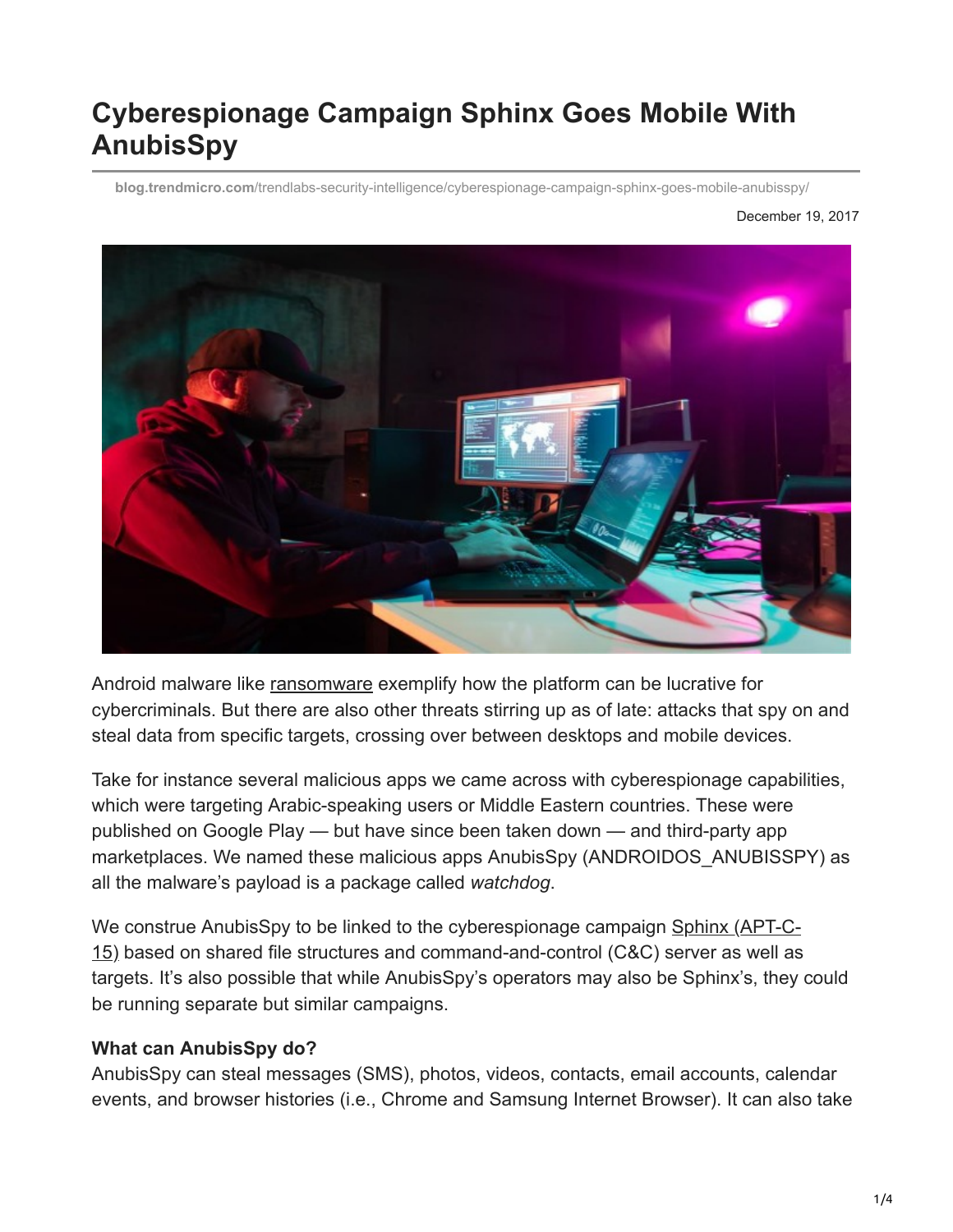# Cyberespionage Campaign Sphinx Goes Mobile With AnubisSpy

blog.trendmicro.com/trendlabs-security-intelligence/cyberespionage-campaign-sphinx-goes-mobile-anubisspy/

December 19, 2017

Android malware like ransomware exemplify how the platform can be lucrative for cybercriminals. But there are also other threats stirring up as of late: attacks that spy on and steal data from specific targets, crossing over between desktops and mobile devices.

Take for instance several malicious apps we came across with cyberespionage capabilities, which were targeting Arabic-speaking users or Middle Eastern countries. These were published on Google Play — but have since been taken down — and third-party app marketplaces. We named these malicious apps AnubisSpy (ANDROIDOS_ANUBISSPY) as all the malware's payload is a package called *watchdog*.

We construe AnubisSpy to be linked to the cyberespionage campaign Sphinx (APT-C-15) based on shared file structures and command-and-control (C&C) server as well as targets. It's also possible that while AnubisSpy's operators may also be Sphinx's, they could be running separate but similar campaigns.

**What can AnubisSpy do?**

AnubisSpy can steal messages (SMS), photos, videos, contacts, email accounts, calendar events, and browser histories (i.e., Chrome and Samsung Internet Browser). It can also take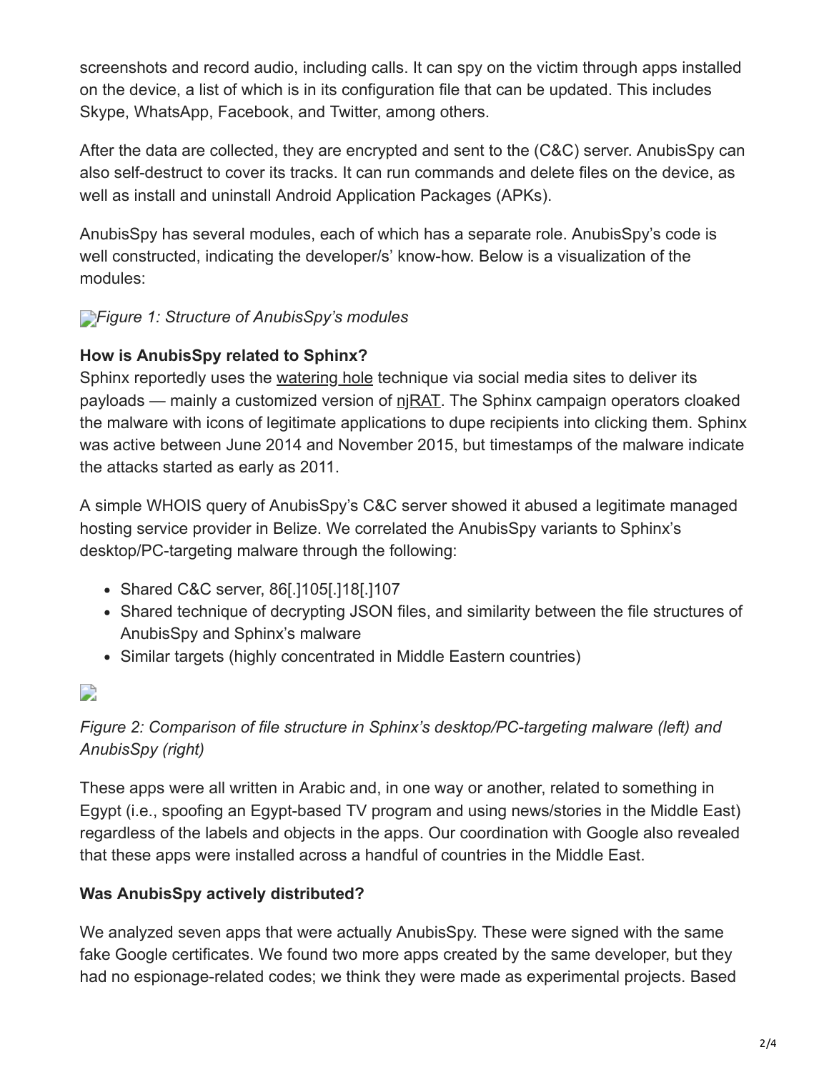screenshots and record audio, including calls. It can spy on the victim through apps installed on the device, a list of which is in its configuration file that can be updated. This includes Skype, WhatsApp, Facebook, and Twitter, among others.

After the data are collected, they are encrypted and sent to the (C&C) server. AnubisSpy can also self-destruct to cover its tracks. It can run commands and delete files on the device, as well as install and uninstall Android Application Packages (APKs).

AnubisSpy has several modules, each of which has a separate role. AnubisSpy's code is well constructed, indicating the developer/s' know-how. Below is a visualization of the modules:

*Figure 1: Structure of AnubisSpy's modules*

**How is AnubisSpy related to Sphinx?**

Sphinx reportedly uses the watering hole technique via social media sites to deliver its payloads — mainly a customized version of njRAT. The Sphinx campaign operators cloaked the malware with icons of legitimate applications to dupe recipients into clicking them. Sphinx was active between June 2014 and November 2015, but timestamps of the malware indicate the attacks started as early as 2011.

A simple WHOIS query of AnubisSpy's C&C server showed it abused a legitimate managed hosting service provider in Belize. We correlated the AnubisSpy variants to Sphinx's desktop/PC-targeting malware through the following:

- Shared C&C server, 86[.]105[.]18[.]107
- Shared technique of decrypting JSON files, and similarity between the file structures of AnubisSpy and Sphinx's malware
- Similar targets (highly concentrated in Middle Eastern countries)

*Figure 2: Comparison of file structure in Sphinx's desktop/PC-targeting malware (left) and AnubisSpy (right)*

These apps were all written in Arabic and, in one way or another, related to something in Egypt (i.e., spoofing an Egypt-based TV program and using news/stories in the Middle East) regardless of the labels and objects in the apps. Our coordination with Google also revealed that these apps were installed across a handful of countries in the Middle East.

**Was AnubisSpy actively distributed?**

We analyzed seven apps that were actually AnubisSpy. These were signed with the same fake Google certificates. We found two more apps created by the same developer, but they had no espionage-related codes; we think they were made as experimental projects. Based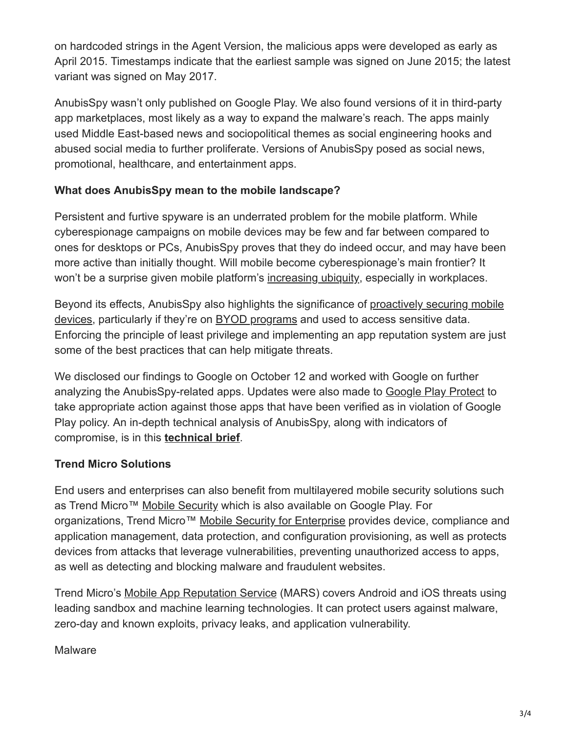on hardcoded strings in the Agent Version, the malicious apps were developed as early as April 2015. Timestamps indicate that the earliest sample was signed on June 2015; the latest variant was signed on May 2017.

AnubisSpy wasn't only published on Google Play. We also found versions of it in third-party app marketplaces, most likely as a way to expand the malware's reach. The apps mainly used Middle East-based news and sociopolitical themes as social engineering hooks and abused social media to further proliferate. Versions of AnubisSpy posed as social news, promotional, healthcare, and entertainment apps.

**What does AnubisSpy mean to the mobile landscape?**

Persistent and furtive spyware is an underrated problem for the mobile platform. While cyberespionage campaigns on mobile devices may be few and far between compared to ones for desktops or PCs, AnubisSpy proves that they do indeed occur, and may have been more active than initially thought. Will mobile become cyberespionage's main frontier? It won't be a surprise given mobile platform's increasing ubiquity, especially in workplaces.

Beyond its effects, AnubisSpy also highlights the significance of proactively securing mobile devices, particularly if they're on BYOD programs and used to access sensitive data. Enforcing the principle of least privilege and implementing an app reputation system are just some of the best practices that can help mitigate threats.

We disclosed our findings to Google on October 12 and worked with Google on further analyzing the AnubisSpy-related apps. Updates were also made to Google Play Protect to take appropriate action against those apps that have been verified as in violation of Google Play policy. An in-depth technical analysis of AnubisSpy, along with indicators of compromise, is in this **technical brief**.

**Trend Micro Solutions**

End users and enterprises can also benefit from multilayered mobile security solutions such as Trend Micro™ Mobile Security which is also available on Google Play. For organizations, Trend Micro™ Mobile Security for Enterprise provides device, compliance and application management, data protection, and configuration provisioning, as well as protects devices from attacks that leverage vulnerabilities, preventing unauthorized access to apps, as well as detecting and blocking malware and fraudulent websites.

Trend Micro's Mobile App Reputation Service (MARS) covers Android and iOS threats using leading sandbox and machine learning technologies. It can protect users against malware, zero-day and known exploits, privacy leaks, and application vulnerability.

Malware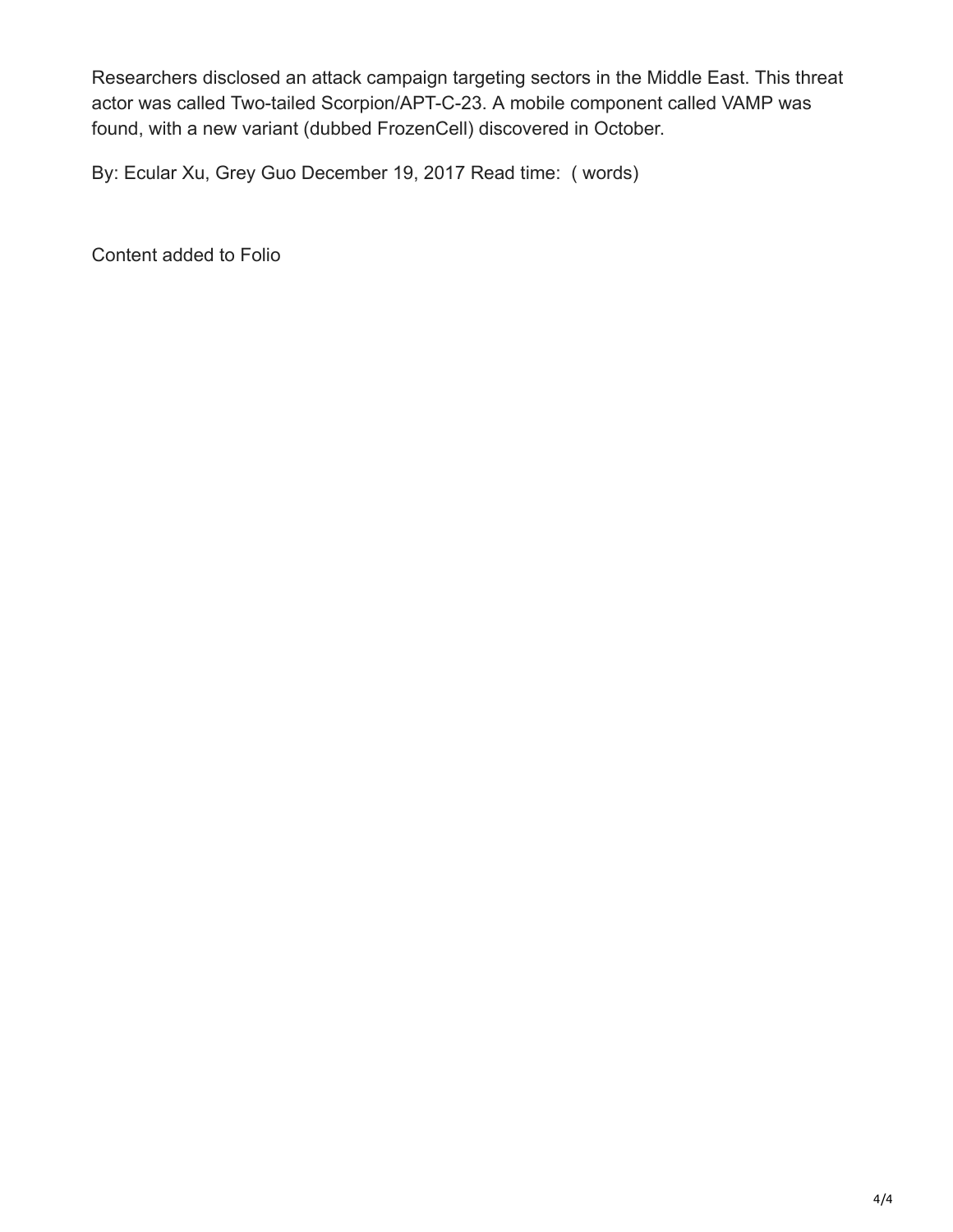Researchers disclosed an attack campaign targeting sectors in the Middle East. This threat actor was called Two-tailed Scorpion/APT-C-23. A mobile component called VAMP was found, with a new variant (dubbed FrozenCell) discovered in October.

By: Ecular Xu, Grey Guo December 19, 2017 Read time: ( words)

Content added to Folio